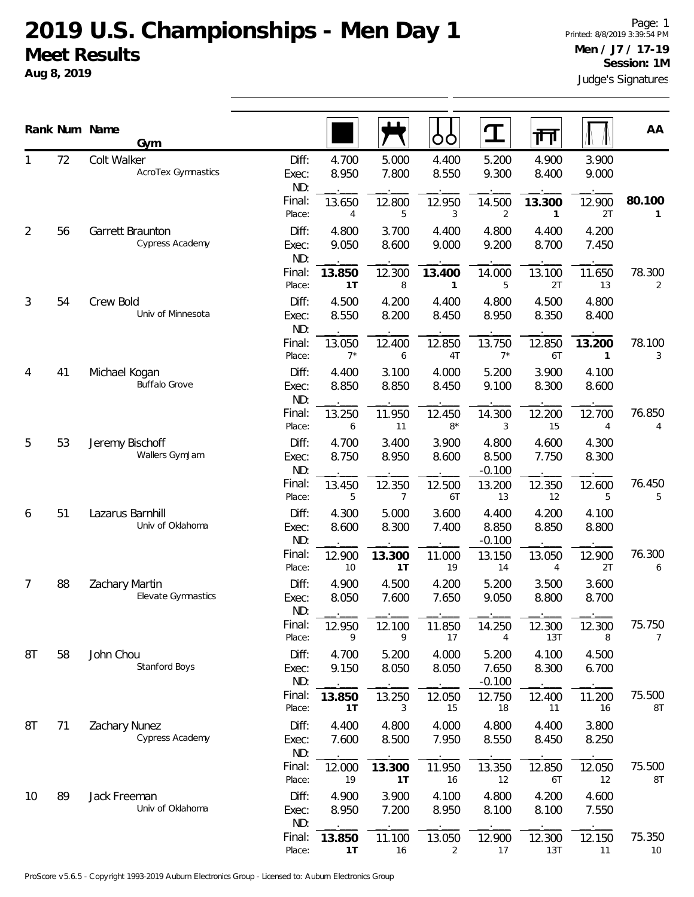# 2019 U.S. Championships - Men Day 1

## Meet Results

**Aug 8, 2019**

Page: 1
Printed: 8/8/2019 3:39:54 PM

**Men / J7 / 17-19**
**Session: 1M**

Judge's Signatures

| Rank | Num | Name / Gym | | Floor | Pommel Horse | Rings | Vault | Parallel Bars | High Bar | AA |
|---|---|---|---|---|---|---|---|---|---|---|
| 1 | 72 | Colt Walker<br>AcroTex Gymnastics | Diff: | 4.700 | 5.000 | 4.400 | 5.200 | 4.900 | 3.900 | |
| | | | Exec: | 8.950 | 7.800 | 8.550 | 9.300 | 8.400 | 9.000 | |
| | | | ND: | . | . | . | . | . | . | |
| | | | Final: | 13.650 | 12.800 | 12.950 | 14.500 | **13.300** | 12.900 | **80.100** |
| | | | Place: | 4 | 5 | 3 | 2 | **1** | 2T | **1** |
| 2 | 56 | Garrett Braunton<br>Cypress Academy | Diff: | 4.800 | 3.700 | 4.400 | 4.800 | 4.400 | 4.200 | |
| | | | Exec: | 9.050 | 8.600 | 9.000 | 9.200 | 8.700 | 7.450 | |
| | | | ND: | . | . | . | . | . | . | |
| | | | Final: | **13.850** | 12.300 | **13.400** | 14.000 | 13.100 | 11.650 | 78.300 |
| | | | Place: | **1T** | 8 | **1** | 5 | 2T | 13 | 2 |
| 3 | 54 | Crew Bold<br>Univ of Minnesota | Diff: | 4.500 | 4.200 | 4.400 | 4.800 | 4.500 | 4.800 | |
| | | | Exec: | 8.550 | 8.200 | 8.450 | 8.950 | 8.350 | 8.400 | |
| | | | ND: | . | . | . | . | . | . | |
| | | | Final: | 13.050 | 12.400 | 12.850 | 13.750 | 12.850 | **13.200** | 78.100 |
| | | | Place: | 7* | 6 | 4T | 7* | 6T | **1** | 3 |
| 4 | 41 | Michael Kogan<br>Buffalo Grove | Diff: | 4.400 | 3.100 | 4.000 | 5.200 | 3.900 | 4.100 | |
| | | | Exec: | 8.850 | 8.850 | 8.450 | 9.100 | 8.300 | 8.600 | |
| | | | ND: | . | . | . | . | . | . | |
| | | | Final: | 13.250 | 11.950 | 12.450 | 14.300 | 12.200 | 12.700 | 76.850 |
| | | | Place: | 6 | 11 | 8* | 3 | 15 | 4 | 4 |
| 5 | 53 | Jeremy Bischoff<br>Wallers GymJam | Diff: | 4.700 | 3.400 | 3.900 | 4.800 | 4.600 | 4.300 | |
| | | | Exec: | 8.750 | 8.950 | 8.600 | 8.500 | 7.750 | 8.300 | |
| | | | ND: | . | . | . | -0.100 | . | . | |
| | | | Final: | 13.450 | 12.350 | 12.500 | 13.200 | 12.350 | 12.600 | 76.450 |
| | | | Place: | 5 | 7 | 6T | 13 | 12 | 5 | 5 |
| 6 | 51 | Lazarus Barnhill<br>Univ of Oklahoma | Diff: | 4.300 | 5.000 | 3.600 | 4.400 | 4.200 | 4.100 | |
| | | | Exec: | 8.600 | 8.300 | 7.400 | 8.850 | 8.850 | 8.800 | |
| | | | ND: | . | . | . | -0.100 | . | . | |
| | | | Final: | 12.900 | **13.300** | 11.000 | 13.150 | 13.050 | 12.900 | 76.300 |
| | | | Place: | 10 | **1T** | 19 | 14 | 4 | 2T | 6 |
| 7 | 88 | Zachary Martin<br>Elevate Gymnastics | Diff: | 4.900 | 4.500 | 4.200 | 5.200 | 3.500 | 3.600 | |
| | | | Exec: | 8.050 | 7.600 | 7.650 | 9.050 | 8.800 | 8.700 | |
| | | | ND: | . | . | . | . | . | . | |
| | | | Final: | 12.950 | 12.100 | 11.850 | 14.250 | 12.300 | 12.300 | 75.750 |
| | | | Place: | 9 | 9 | 17 | 4 | 13T | 8 | 7 |
| 8T | 58 | John Chou<br>Stanford Boys | Diff: | 4.700 | 5.200 | 4.000 | 5.200 | 4.100 | 4.500 | |
| | | | Exec: | 9.150 | 8.050 | 8.050 | 7.650 | 8.300 | 6.700 | |
| | | | ND: | . | . | . | -0.100 | . | . | |
| | | | Final: | **13.850** | 13.250 | 12.050 | 12.750 | 12.400 | 11.200 | 75.500 |
| | | | Place: | **1T** | 3 | 15 | 18 | 11 | 16 | 8T |
| 8T | 71 | Zachary Nunez<br>Cypress Academy | Diff: | 4.400 | 4.800 | 4.000 | 4.800 | 4.400 | 3.800 | |
| | | | Exec: | 7.600 | 8.500 | 7.950 | 8.550 | 8.450 | 8.250 | |
| | | | ND: | . | . | . | . | . | . | |
| | | | Final: | 12.000 | **13.300** | 11.950 | 13.350 | 12.850 | 12.050 | 75.500 |
| | | | Place: | 19 | **1T** | 16 | 12 | 6T | 12 | 8T |
| 10 | 89 | Jack Freeman<br>Univ of Oklahoma | Diff: | 4.900 | 3.900 | 4.100 | 4.800 | 4.200 | 4.600 | |
| | | | Exec: | 8.950 | 7.200 | 8.950 | 8.100 | 8.100 | 7.550 | |
| | | | ND: | . | . | . | . | . | . | |
| | | | Final: | **13.850** | 11.100 | 13.050 | 12.900 | 12.300 | 12.150 | 75.350 |
| | | | Place: | **1T** | 16 | 2 | 17 | 13T | 11 | 10 |

ProScore v5.6.5 - Copyright 1993-2019 Auburn Electronics Group - Licensed to: Auburn Electronics Group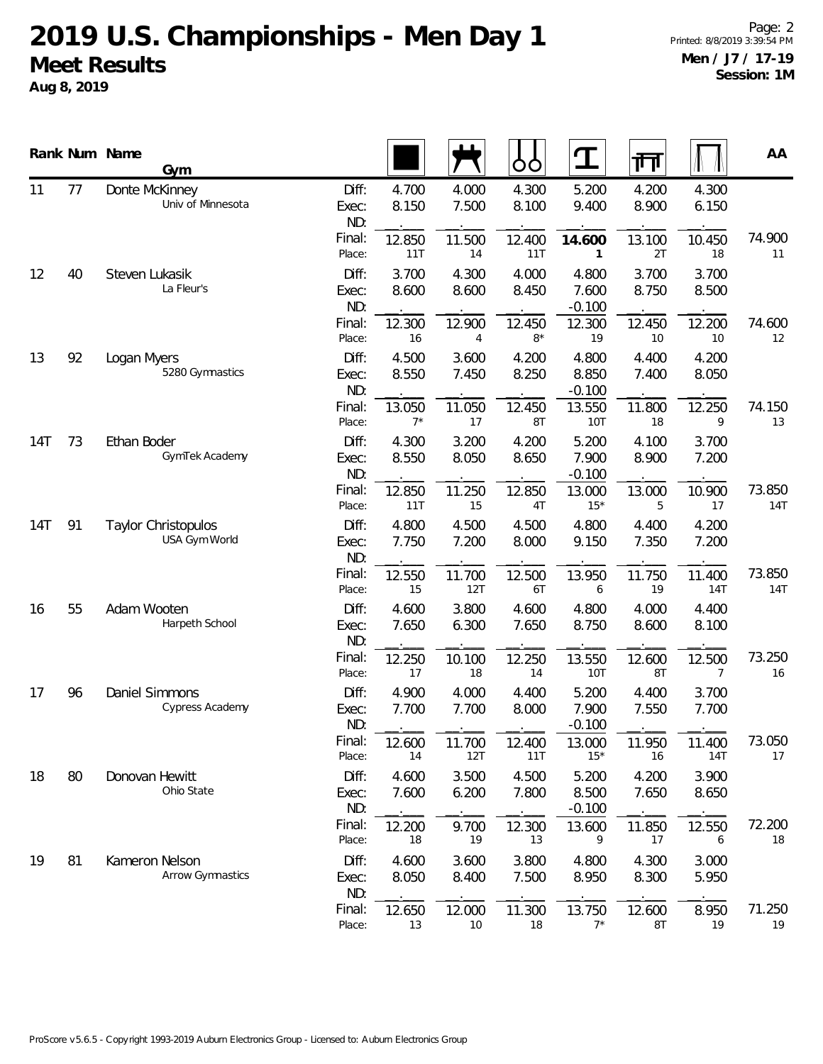# 2019 U.S. Championships - Men Day 1

## Meet Results

**Aug 8, 2019**

Page: 2
Printed: 8/8/2019 3:39:54 PM
**Men / J7 / 17-19**
**Session: 1M**

| Rank | Num | Name / Gym | | Floor | Pommel Horse | Rings | Vault | Parallel Bars | High Bar | AA |
|---|---|---|---|---|---|---|---|---|---|---|
| 11 | 77 | Donte McKinney | Diff: | 4.700 | 4.000 | 4.300 | 5.200 | 4.200 | 4.300 | |
| | | Univ of Minnesota | Exec: | 8.150 | 7.500 | 8.100 | 9.400 | 8.900 | 6.150 | |
| | | | ND: | . | . | . | . | . | . | |
| | | | Final: | 12.850 | 11.500 | 12.400 | **14.600** | 13.100 | 10.450 | 74.900 |
| | | | Place: | 11T | 14 | 11T | **1** | 2T | 18 | 11 |
| 12 | 40 | Steven Lukasik | Diff: | 3.700 | 4.300 | 4.000 | 4.800 | 3.700 | 3.700 | |
| | | La Fleur's | Exec: | 8.600 | 8.600 | 8.450 | 7.600 | 8.750 | 8.500 | |
| | | | ND: | . | . | . | -0.100 | . | . | |
| | | | Final: | 12.300 | 12.900 | 12.450 | 12.300 | 12.450 | 12.200 | 74.600 |
| | | | Place: | 16 | 4 | 8* | 19 | 10 | 10 | 12 |
| 13 | 92 | Logan Myers | Diff: | 4.500 | 3.600 | 4.200 | 4.800 | 4.400 | 4.200 | |
| | | 5280 Gymnastics | Exec: | 8.550 | 7.450 | 8.250 | 8.850 | 7.400 | 8.050 | |
| | | | ND: | . | . | . | -0.100 | . | . | |
| | | | Final: | 13.050 | 11.050 | 12.450 | 13.550 | 11.800 | 12.250 | 74.150 |
| | | | Place: | 7* | 17 | 8T | 10T | 18 | 9 | 13 |
| 14T | 73 | Ethan Boder | Diff: | 4.300 | 3.200 | 4.200 | 5.200 | 4.100 | 3.700 | |
| | | GymTek Academy | Exec: | 8.550 | 8.050 | 8.650 | 7.900 | 8.900 | 7.200 | |
| | | | ND: | . | . | . | -0.100 | . | . | |
| | | | Final: | 12.850 | 11.250 | 12.850 | 13.000 | 13.000 | 10.900 | 73.850 |
| | | | Place: | 11T | 15 | 4T | 15* | 5 | 17 | 14T |
| 14T | 91 | Taylor Christopulos | Diff: | 4.800 | 4.500 | 4.500 | 4.800 | 4.400 | 4.200 | |
| | | USA Gym World | Exec: | 7.750 | 7.200 | 8.000 | 9.150 | 7.350 | 7.200 | |
| | | | ND: | . | . | . | . | . | . | |
| | | | Final: | 12.550 | 11.700 | 12.500 | 13.950 | 11.750 | 11.400 | 73.850 |
| | | | Place: | 15 | 12T | 6T | 6 | 19 | 14T | 14T |
| 16 | 55 | Adam Wooten | Diff: | 4.600 | 3.800 | 4.600 | 4.800 | 4.000 | 4.400 | |
| | | Harpeth School | Exec: | 7.650 | 6.300 | 7.650 | 8.750 | 8.600 | 8.100 | |
| | | | ND: | . | . | . | . | . | . | |
| | | | Final: | 12.250 | 10.100 | 12.250 | 13.550 | 12.600 | 12.500 | 73.250 |
| | | | Place: | 17 | 18 | 14 | 10T | 8T | 7 | 16 |
| 17 | 96 | Daniel Simmons | Diff: | 4.900 | 4.000 | 4.400 | 5.200 | 4.400 | 3.700 | |
| | | Cypress Academy | Exec: | 7.700 | 7.700 | 8.000 | 7.900 | 7.550 | 7.700 | |
| | | | ND: | . | . | . | -0.100 | . | . | |
| | | | Final: | 12.600 | 11.700 | 12.400 | 13.000 | 11.950 | 11.400 | 73.050 |
| | | | Place: | 14 | 12T | 11T | 15* | 16 | 14T | 17 |
| 18 | 80 | Donovan Hewitt | Diff: | 4.600 | 3.500 | 4.500 | 5.200 | 4.200 | 3.900 | |
| | | Ohio State | Exec: | 7.600 | 6.200 | 7.800 | 8.500 | 7.650 | 8.650 | |
| | | | ND: | . | . | . | -0.100 | . | . | |
| | | | Final: | 12.200 | 9.700 | 12.300 | 13.600 | 11.850 | 12.550 | 72.200 |
| | | | Place: | 18 | 19 | 13 | 9 | 17 | 6 | 18 |
| 19 | 81 | Kameron Nelson | Diff: | 4.600 | 3.600 | 3.800 | 4.800 | 4.300 | 3.000 | |
| | | Arrow Gymnastics | Exec: | 8.050 | 8.400 | 7.500 | 8.950 | 8.300 | 5.950 | |
| | | | ND: | . | . | . | . | . | . | |
| | | | Final: | 12.650 | 12.000 | 11.300 | 13.750 | 12.600 | 8.950 | 71.250 |
| | | | Place: | 13 | 10 | 18 | 7* | 8T | 19 | 19 |

ProScore v5.6.5 - Copyright 1993-2019 Auburn Electronics Group - Licensed to: Auburn Electronics Group